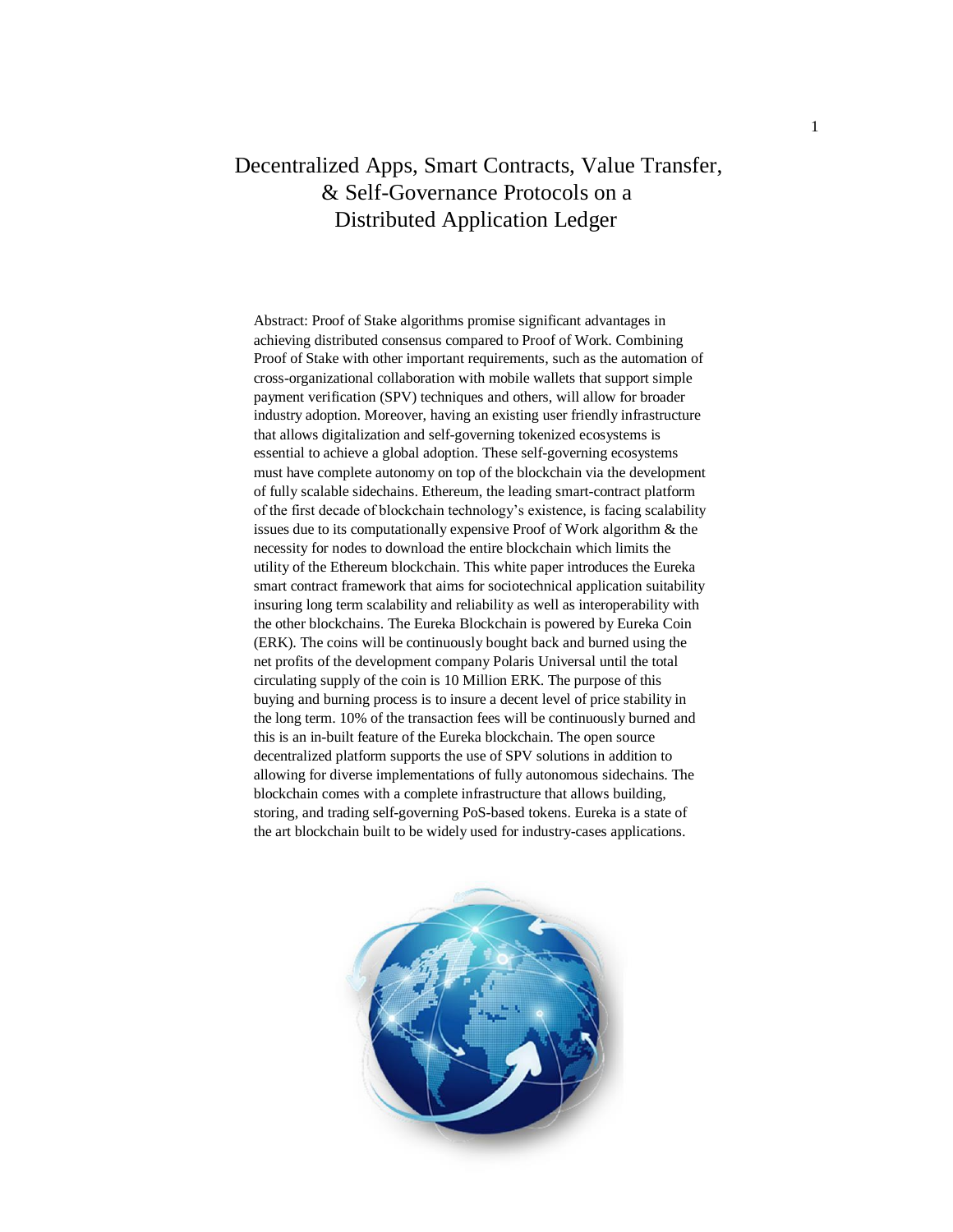# Decentralized Apps, Smart Contracts, Value Transfer, & Self-Governance Protocols on a Distributed Application Ledger

Abstract: Proof of Stake algorithms promise significant advantages in achieving distributed consensus compared to Proof of Work. Combining Proof of Stake with other important requirements, such as the automation of cross-organizational collaboration with mobile wallets that support simple payment verification (SPV) techniques and others, will allow for broader industry adoption. Moreover, having an existing user friendly infrastructure that allows digitalization and self-governing tokenized ecosystems is essential to achieve a global adoption. These self-governing ecosystems must have complete autonomy on top of the blockchain via the development of fully scalable sidechains. Ethereum, the leading smart-contract platform of the first decade of blockchain technology's existence, is facing scalability issues due to its computationally expensive Proof of Work algorithm & the necessity for nodes to download the entire blockchain which limits the utility of the Ethereum blockchain. This white paper introduces the Eureka smart contract framework that aims for sociotechnical application suitability insuring long term scalability and reliability as well as interoperability with the other blockchains. The Eureka Blockchain is powered by Eureka Coin (ERK). The coins will be continuously bought back and burned using the net profits of the development company Polaris Universal until the total circulating supply of the coin is 10 Million ERK. The purpose of this buying and burning process is to insure a decent level of price stability in the long term. 10% of the transaction fees will be continuously burned and this is an in-built feature of the Eureka blockchain. The open source decentralized platform supports the use of SPV solutions in addition to allowing for diverse implementations of fully autonomous sidechains. The blockchain comes with a complete infrastructure that allows building, storing, and trading self-governing PoS-based tokens. Eureka is a state of the art blockchain built to be widely used for industry-cases applications.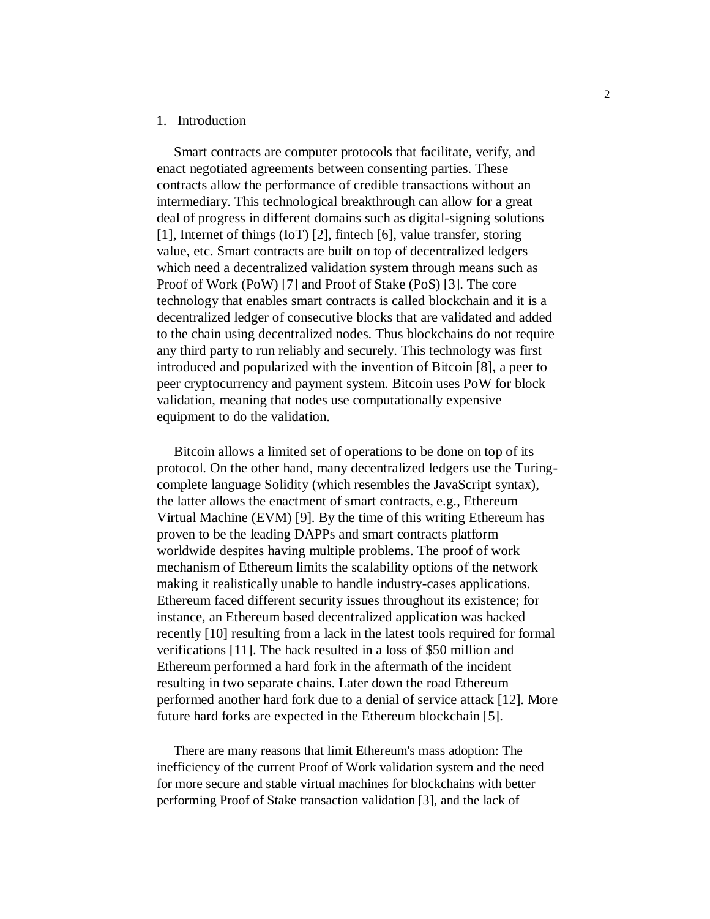## 1. Introduction

Smart contracts are computer protocols that facilitate, verify, and enact negotiated agreements between consenting parties. These contracts allow the performance of credible transactions without an intermediary. This technological breakthrough can allow for a great deal of progress in different domains such as digital-signing solutions [1], Internet of things (IoT) [2], fintech [6], value transfer, storing value, etc. Smart contracts are built on top of decentralized ledgers which need a decentralized validation system through means such as Proof of Work (PoW) [7] and Proof of Stake (PoS) [3]. The core technology that enables smart contracts is called blockchain and it is a decentralized ledger of consecutive blocks that are validated and added to the chain using decentralized nodes. Thus blockchains do not require any third party to run reliably and securely. This technology was first introduced and popularized with the invention of Bitcoin [8], a peer to peer cryptocurrency and payment system. Bitcoin uses PoW for block validation, meaning that nodes use computationally expensive equipment to do the validation.

Bitcoin allows a limited set of operations to be done on top of its protocol. On the other hand, many decentralized ledgers use the Turing-complete language Solidity (which resembles the JavaScript syntax), the latter allows the enactment of smart contracts, e.g., Ethereum Virtual Machine (EVM) [9]. By the time of this writing Ethereum has proven to be the leading DAPPs and smart contracts platform worldwide despites having multiple problems. The proof of work mechanism of Ethereum limits the scalability options of the network making it realistically unable to handle industry-cases applications. Ethereum faced different security issues throughout its existence; for instance, an Ethereum based decentralized application was hacked recently [10] resulting from a lack in the latest tools required for formal verifications [11]. The hack resulted in a loss of $50 million and Ethereum performed a hard fork in the aftermath of the incident resulting in two separate chains. Later down the road Ethereum performed another hard fork due to a denial of service attack [12]. More future hard forks are expected in the Ethereum blockchain [5].

There are many reasons that limit Ethereum's mass adoption: The inefficiency of the current Proof of Work validation system and the need for more secure and stable virtual machines for blockchains with better performing Proof of Stake transaction validation [3], and the lack of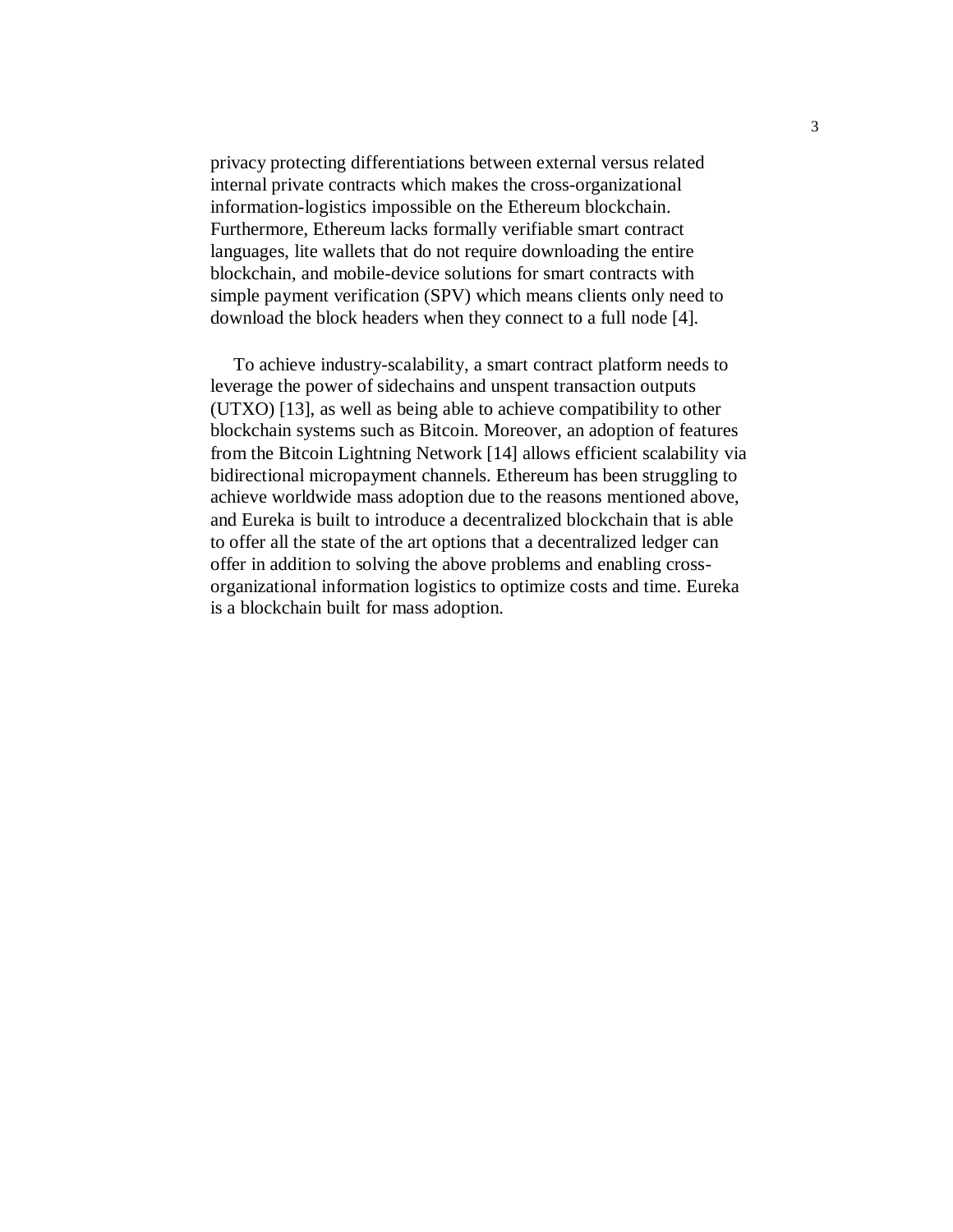privacy protecting differentiations between external versus related internal private contracts which makes the cross-organizational information-logistics impossible on the Ethereum blockchain. Furthermore, Ethereum lacks formally verifiable smart contract languages, lite wallets that do not require downloading the entire blockchain, and mobile-device solutions for smart contracts with simple payment verification (SPV) which means clients only need to download the block headers when they connect to a full node [4].

To achieve industry-scalability, a smart contract platform needs to leverage the power of sidechains and unspent transaction outputs (UTXO) [13], as well as being able to achieve compatibility to other blockchain systems such as Bitcoin. Moreover, an adoption of features from the Bitcoin Lightning Network [14] allows efficient scalability via bidirectional micropayment channels. Ethereum has been struggling to achieve worldwide mass adoption due to the reasons mentioned above, and Eureka is built to introduce a decentralized blockchain that is able to offer all the state of the art options that a decentralized ledger can offer in addition to solving the above problems and enabling cross-organizational information logistics to optimize costs and time. Eureka is a blockchain built for mass adoption.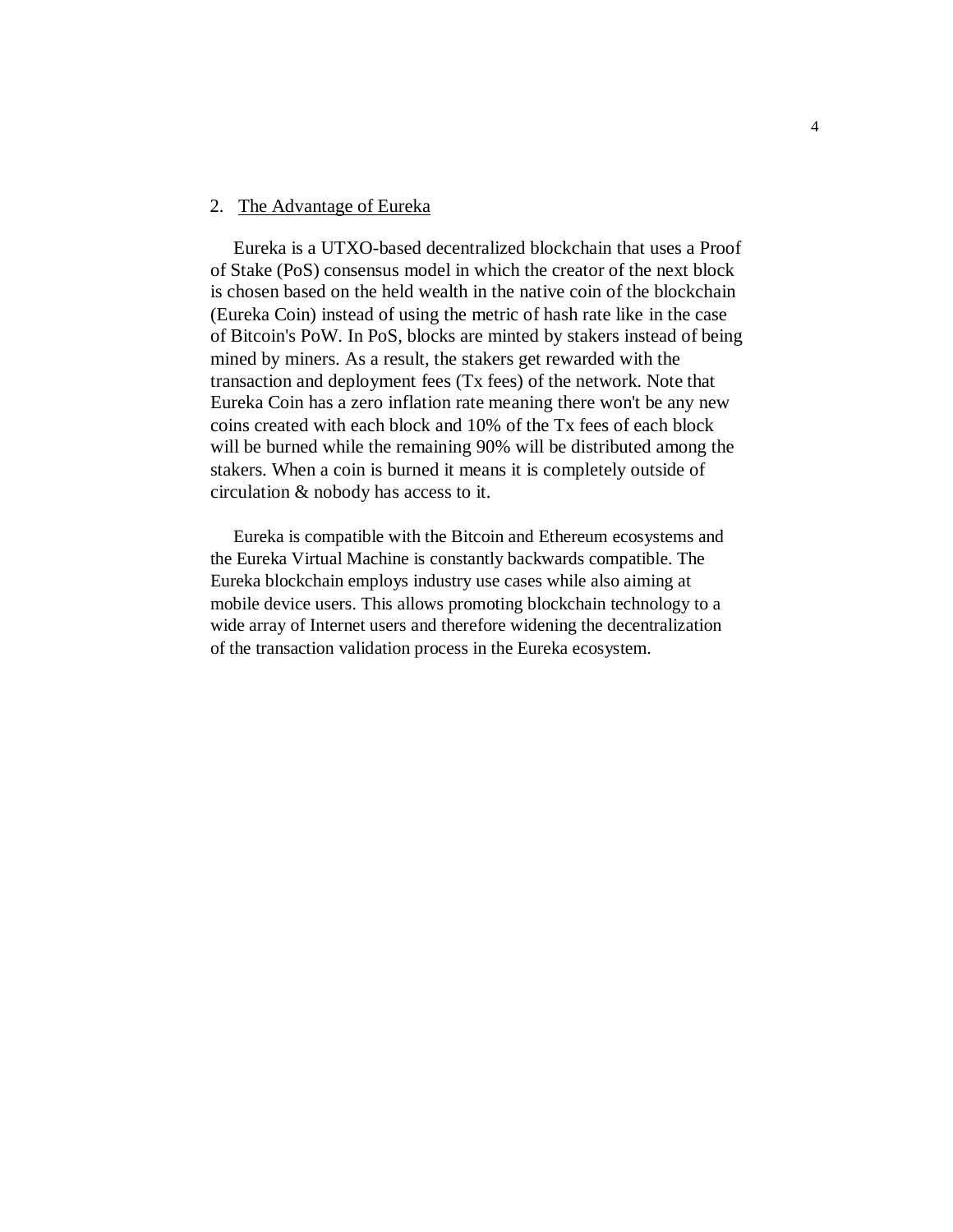## 2. The Advantage of Eureka

Eureka is a UTXO-based decentralized blockchain that uses a Proof of Stake (PoS) consensus model in which the creator of the next block is chosen based on the held wealth in the native coin of the blockchain (Eureka Coin) instead of using the metric of hash rate like in the case of Bitcoin's PoW. In PoS, blocks are minted by stakers instead of being mined by miners. As a result, the stakers get rewarded with the transaction and deployment fees (Tx fees) of the network. Note that Eureka Coin has a zero inflation rate meaning there won't be any new coins created with each block and 10% of the Tx fees of each block will be burned while the remaining 90% will be distributed among the stakers. When a coin is burned it means it is completely outside of circulation & nobody has access to it.

Eureka is compatible with the Bitcoin and Ethereum ecosystems and the Eureka Virtual Machine is constantly backwards compatible. The Eureka blockchain employs industry use cases while also aiming at mobile device users. This allows promoting blockchain technology to a wide array of Internet users and therefore widening the decentralization of the transaction validation process in the Eureka ecosystem.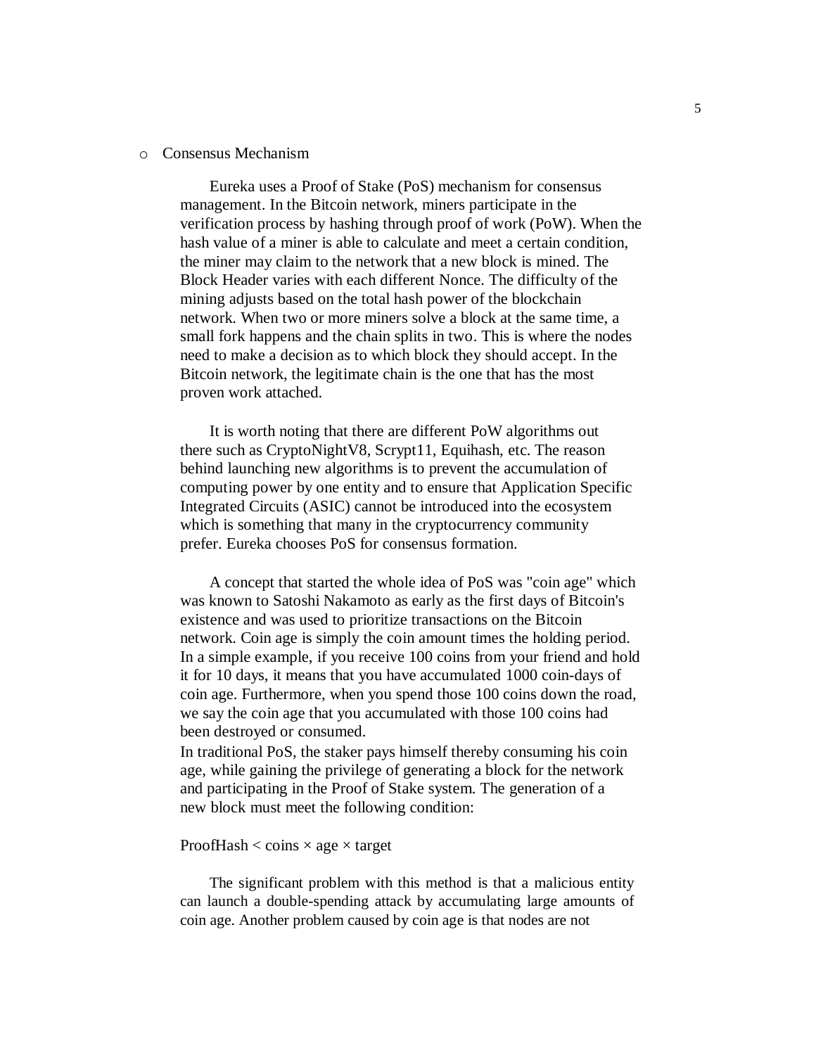- Consensus Mechanism

Eureka uses a Proof of Stake (PoS) mechanism for consensus management. In the Bitcoin network, miners participate in the verification process by hashing through proof of work (PoW). When the hash value of a miner is able to calculate and meet a certain condition, the miner may claim to the network that a new block is mined. The Block Header varies with each different Nonce. The difficulty of the mining adjusts based on the total hash power of the blockchain network. When two or more miners solve a block at the same time, a small fork happens and the chain splits in two. This is where the nodes need to make a decision as to which block they should accept. In the Bitcoin network, the legitimate chain is the one that has the most proven work attached.

It is worth noting that there are different PoW algorithms out there such as CryptoNightV8, Scrypt11, Equihash, etc. The reason behind launching new algorithms is to prevent the accumulation of computing power by one entity and to ensure that Application Specific Integrated Circuits (ASIC) cannot be introduced into the ecosystem which is something that many in the cryptocurrency community prefer. Eureka chooses PoS for consensus formation.

A concept that started the whole idea of PoS was "coin age" which was known to Satoshi Nakamoto as early as the first days of Bitcoin's existence and was used to prioritize transactions on the Bitcoin network. Coin age is simply the coin amount times the holding period. In a simple example, if you receive 100 coins from your friend and hold it for 10 days, it means that you have accumulated 1000 coin-days of coin age. Furthermore, when you spend those 100 coins down the road, we say the coin age that you accumulated with those 100 coins had been destroyed or consumed.
In traditional PoS, the staker pays himself thereby consuming his coin age, while gaining the privilege of generating a block for the network and participating in the Proof of Stake system. The generation of a new block must meet the following condition:

$$\text{ProofHash} < \text{coins} \times \text{age} \times \text{target}$$

The significant problem with this method is that a malicious entity can launch a double-spending attack by accumulating large amounts of coin age. Another problem caused by coin age is that nodes are not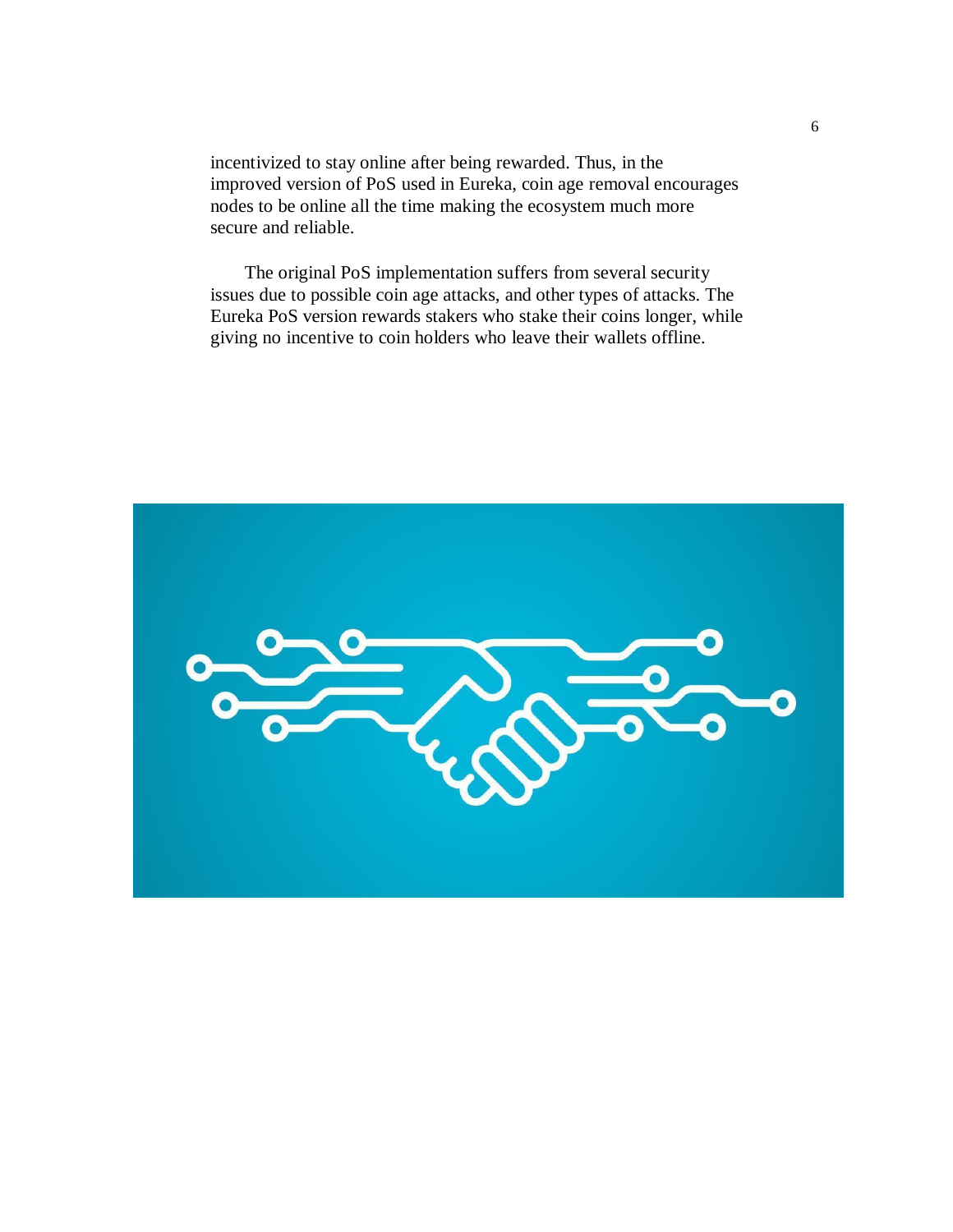incentivized to stay online after being rewarded. Thus, in the improved version of PoS used in Eureka, coin age removal encourages nodes to be online all the time making the ecosystem much more secure and reliable.

The original PoS implementation suffers from several security issues due to possible coin age attacks, and other types of attacks. The Eureka PoS version rewards stakers who stake their coins longer, while giving no incentive to coin holders who leave their wallets offline.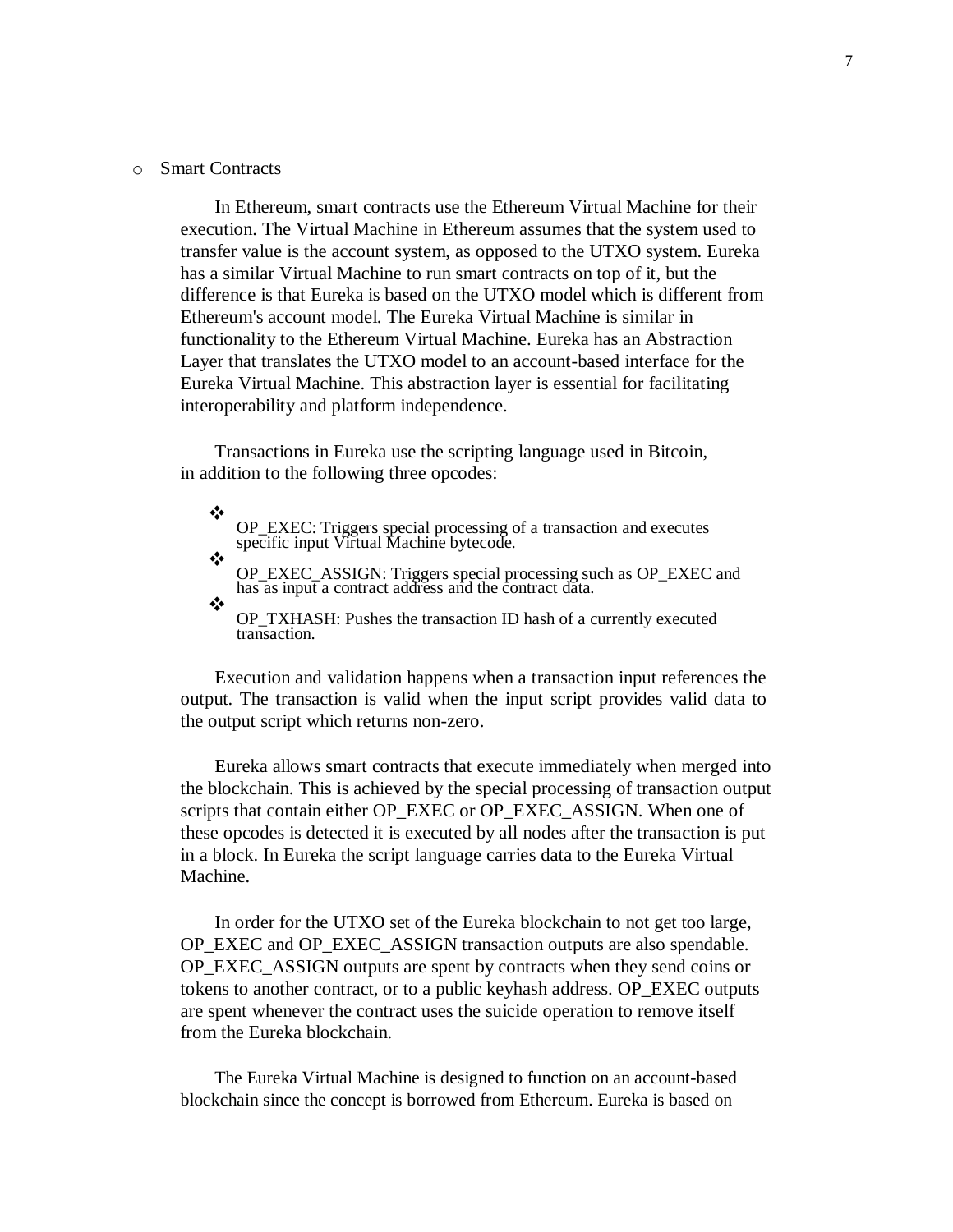- Smart Contracts

In Ethereum, smart contracts use the Ethereum Virtual Machine for their execution. The Virtual Machine in Ethereum assumes that the system used to transfer value is the account system, as opposed to the UTXO system. Eureka has a similar Virtual Machine to run smart contracts on top of it, but the difference is that Eureka is based on the UTXO model which is different from Ethereum's account model. The Eureka Virtual Machine is similar in functionality to the Ethereum Virtual Machine. Eureka has an Abstraction Layer that translates the UTXO model to an account-based interface for the Eureka Virtual Machine. This abstraction layer is essential for facilitating interoperability and platform independence.

Transactions in Eureka use the scripting language used in Bitcoin, in addition to the following three opcodes:

- OP_EXEC: Triggers special processing of a transaction and executes specific input Virtual Machine bytecode.
- OP_EXEC_ASSIGN: Triggers special processing such as OP_EXEC and has as input a contract address and the contract data.
- OP_TXHASH: Pushes the transaction ID hash of a currently executed transaction.

Execution and validation happens when a transaction input references the output. The transaction is valid when the input script provides valid data to the output script which returns non-zero.

Eureka allows smart contracts that execute immediately when merged into the blockchain. This is achieved by the special processing of transaction output scripts that contain either OP_EXEC or OP_EXEC_ASSIGN. When one of these opcodes is detected it is executed by all nodes after the transaction is put in a block. In Eureka the script language carries data to the Eureka Virtual Machine.

In order for the UTXO set of the Eureka blockchain to not get too large, OP_EXEC and OP_EXEC_ASSIGN transaction outputs are also spendable. OP_EXEC_ASSIGN outputs are spent by contracts when they send coins or tokens to another contract, or to a public keyhash address. OP_EXEC outputs are spent whenever the contract uses the suicide operation to remove itself from the Eureka blockchain.

The Eureka Virtual Machine is designed to function on an account-based blockchain since the concept is borrowed from Ethereum. Eureka is based on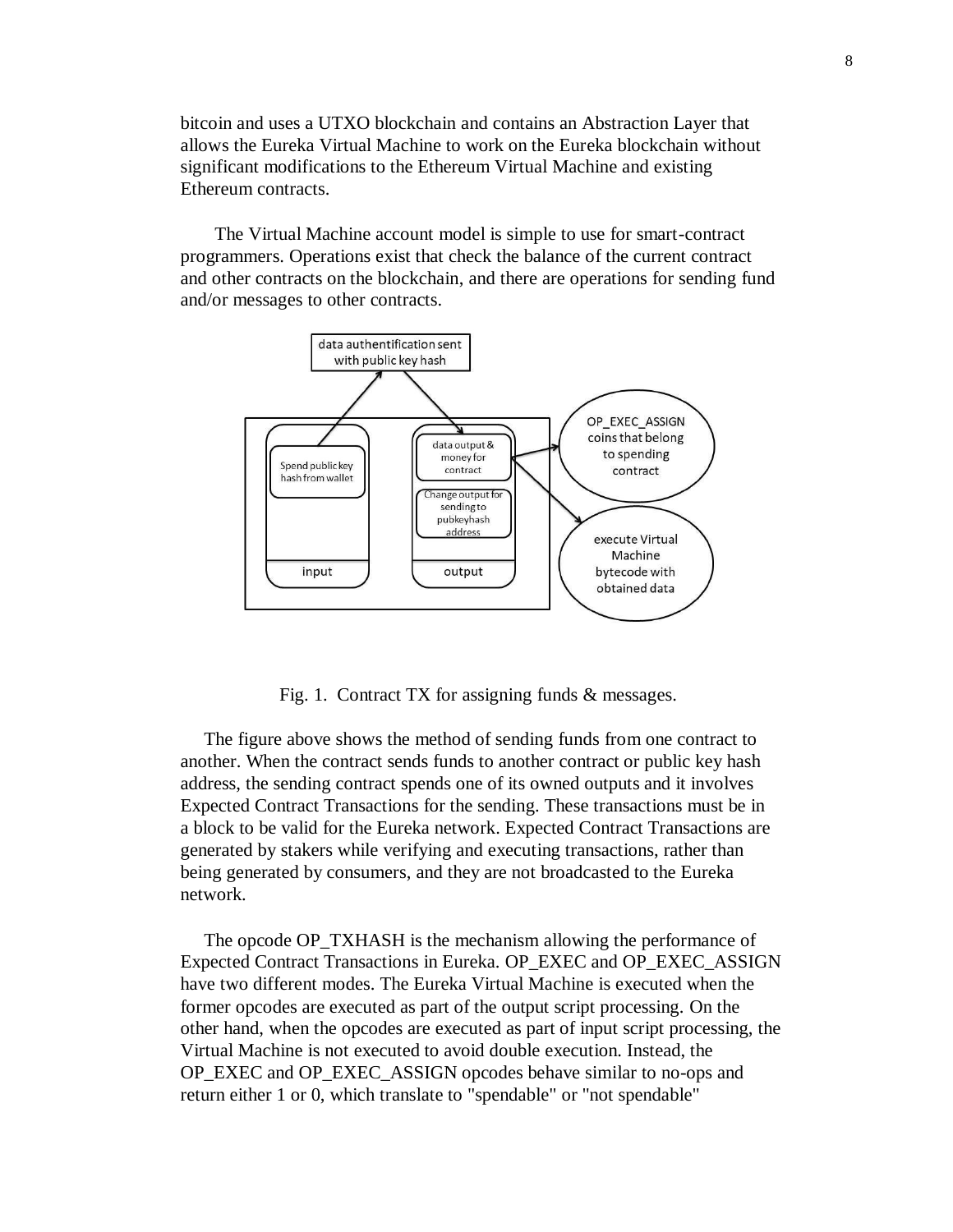bitcoin and uses a UTXO blockchain and contains an Abstraction Layer that allows the Eureka Virtual Machine to work on the Eureka blockchain without significant modifications to the Ethereum Virtual Machine and existing Ethereum contracts.

The Virtual Machine account model is simple to use for smart-contract programmers. Operations exist that check the balance of the current contract and other contracts on the blockchain, and there are operations for sending fund and/or messages to other contracts.

Fig. 1. Contract TX for assigning funds & messages.

The figure above shows the method of sending funds from one contract to another. When the contract sends funds to another contract or public key hash address, the sending contract spends one of its owned outputs and it involves Expected Contract Transactions for the sending. These transactions must be in a block to be valid for the Eureka network. Expected Contract Transactions are generated by stakers while verifying and executing transactions, rather than being generated by consumers, and they are not broadcasted to the Eureka network.

The opcode OP_TXHASH is the mechanism allowing the performance of Expected Contract Transactions in Eureka. OP_EXEC and OP_EXEC_ASSIGN have two different modes. The Eureka Virtual Machine is executed when the former opcodes are executed as part of the output script processing. On the other hand, when the opcodes are executed as part of input script processing, the Virtual Machine is not executed to avoid double execution. Instead, the OP_EXEC and OP_EXEC_ASSIGN opcodes behave similar to no-ops and return either 1 or 0, which translate to "spendable" or "not spendable"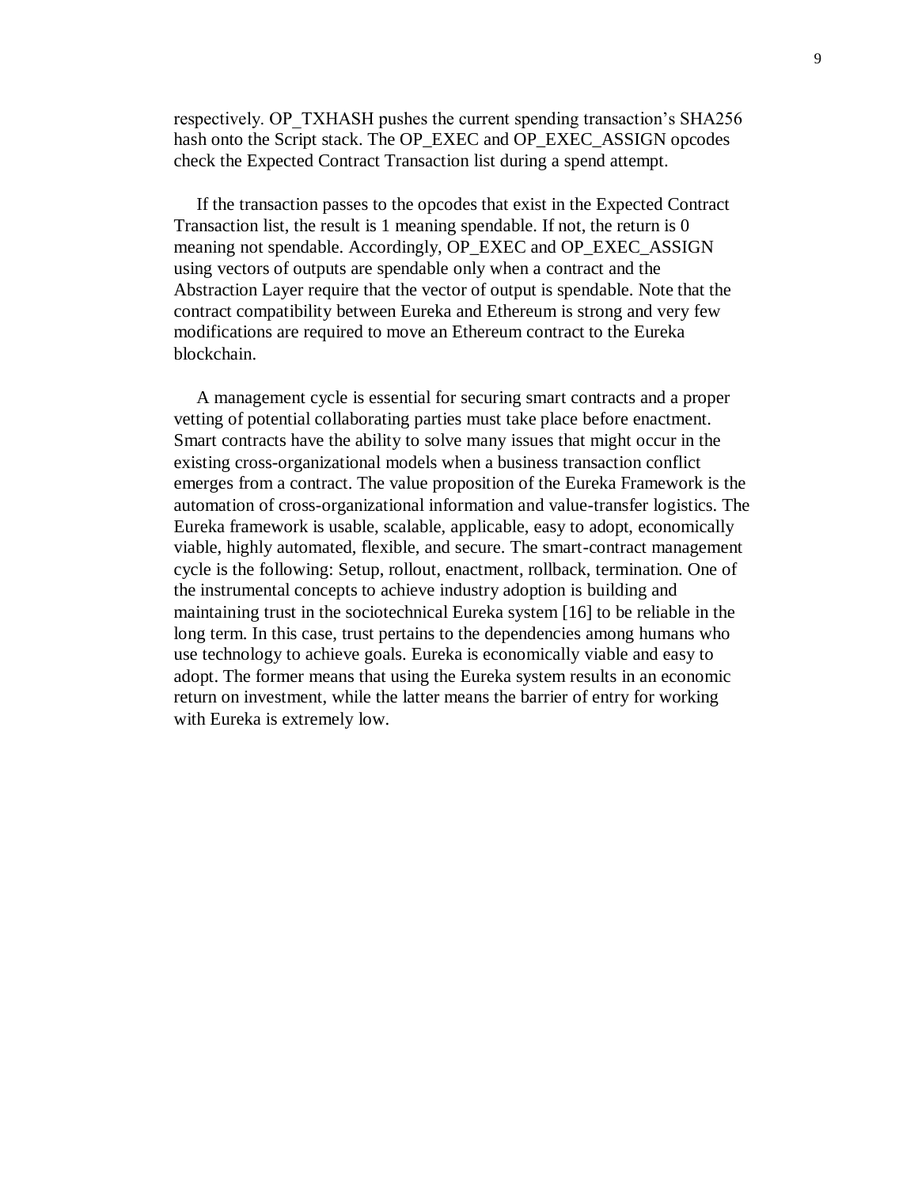respectively. OP_TXHASH pushes the current spending transaction's SHA256 hash onto the Script stack. The OP_EXEC and OP_EXEC_ASSIGN opcodes check the Expected Contract Transaction list during a spend attempt.

If the transaction passes to the opcodes that exist in the Expected Contract Transaction list, the result is 1 meaning spendable. If not, the return is 0 meaning not spendable. Accordingly, OP_EXEC and OP_EXEC_ASSIGN using vectors of outputs are spendable only when a contract and the Abstraction Layer require that the vector of output is spendable. Note that the contract compatibility between Eureka and Ethereum is strong and very few modifications are required to move an Ethereum contract to the Eureka blockchain.

A management cycle is essential for securing smart contracts and a proper vetting of potential collaborating parties must take place before enactment. Smart contracts have the ability to solve many issues that might occur in the existing cross-organizational models when a business transaction conflict emerges from a contract. The value proposition of the Eureka Framework is the automation of cross-organizational information and value-transfer logistics. The Eureka framework is usable, scalable, applicable, easy to adopt, economically viable, highly automated, flexible, and secure. The smart-contract management cycle is the following: Setup, rollout, enactment, rollback, termination. One of the instrumental concepts to achieve industry adoption is building and maintaining trust in the sociotechnical Eureka system [16] to be reliable in the long term. In this case, trust pertains to the dependencies among humans who use technology to achieve goals. Eureka is economically viable and easy to adopt. The former means that using the Eureka system results in an economic return on investment, while the latter means the barrier of entry for working with Eureka is extremely low.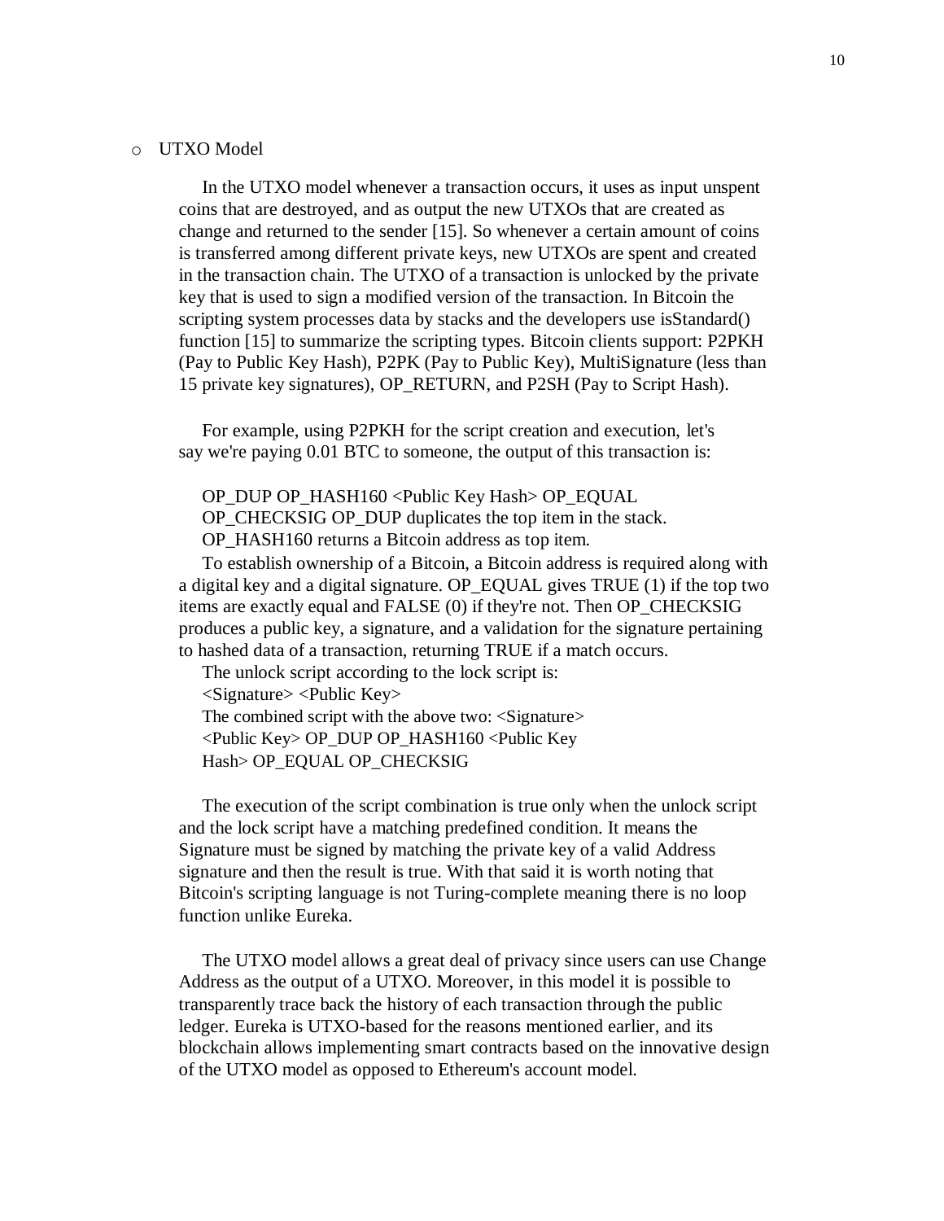- UTXO Model

In the UTXO model whenever a transaction occurs, it uses as input unspent coins that are destroyed, and as output the new UTXOs that are created as change and returned to the sender [15]. So whenever a certain amount of coins is transferred among different private keys, new UTXOs are spent and created in the transaction chain. The UTXO of a transaction is unlocked by the private key that is used to sign a modified version of the transaction. In Bitcoin the scripting system processes data by stacks and the developers use isStandard() function [15] to summarize the scripting types. Bitcoin clients support: P2PKH (Pay to Public Key Hash), P2PK (Pay to Public Key), MultiSignature (less than 15 private key signatures), OP_RETURN, and P2SH (Pay to Script Hash).

For example, using P2PKH for the script creation and execution, let's say we're paying 0.01 BTC to someone, the output of this transaction is:

OP_DUP OP_HASH160 <Public Key Hash> OP_EQUAL OP_CHECKSIG OP_DUP duplicates the top item in the stack.
OP_HASH160 returns a Bitcoin address as top item.

To establish ownership of a Bitcoin, a Bitcoin address is required along with a digital key and a digital signature. OP_EQUAL gives TRUE (1) if the top two items are exactly equal and FALSE (0) if they're not. Then OP_CHECKSIG produces a public key, a signature, and a validation for the signature pertaining to hashed data of a transaction, returning TRUE if a match occurs.

The unlock script according to the lock script is:
<Signature> <Public Key>
The combined script with the above two: <Signature> <Public Key> OP_DUP OP_HASH160 <Public Key Hash> OP_EQUAL OP_CHECKSIG

The execution of the script combination is true only when the unlock script and the lock script have a matching predefined condition. It means the Signature must be signed by matching the private key of a valid Address signature and then the result is true. With that said it is worth noting that Bitcoin's scripting language is not Turing-complete meaning there is no loop function unlike Eureka.

The UTXO model allows a great deal of privacy since users can use Change Address as the output of a UTXO. Moreover, in this model it is possible to transparently trace back the history of each transaction through the public ledger. Eureka is UTXO-based for the reasons mentioned earlier, and its blockchain allows implementing smart contracts based on the innovative design of the UTXO model as opposed to Ethereum's account model.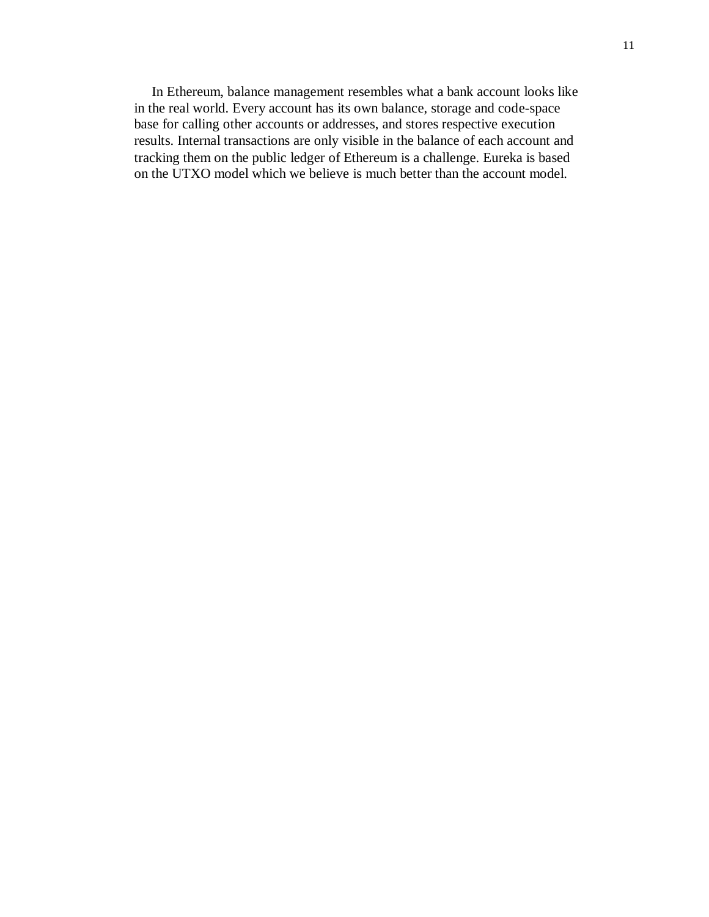In Ethereum, balance management resembles what a bank account looks like in the real world. Every account has its own balance, storage and code-space base for calling other accounts or addresses, and stores respective execution results. Internal transactions are only visible in the balance of each account and tracking them on the public ledger of Ethereum is a challenge. Eureka is based on the UTXO model which we believe is much better than the account model.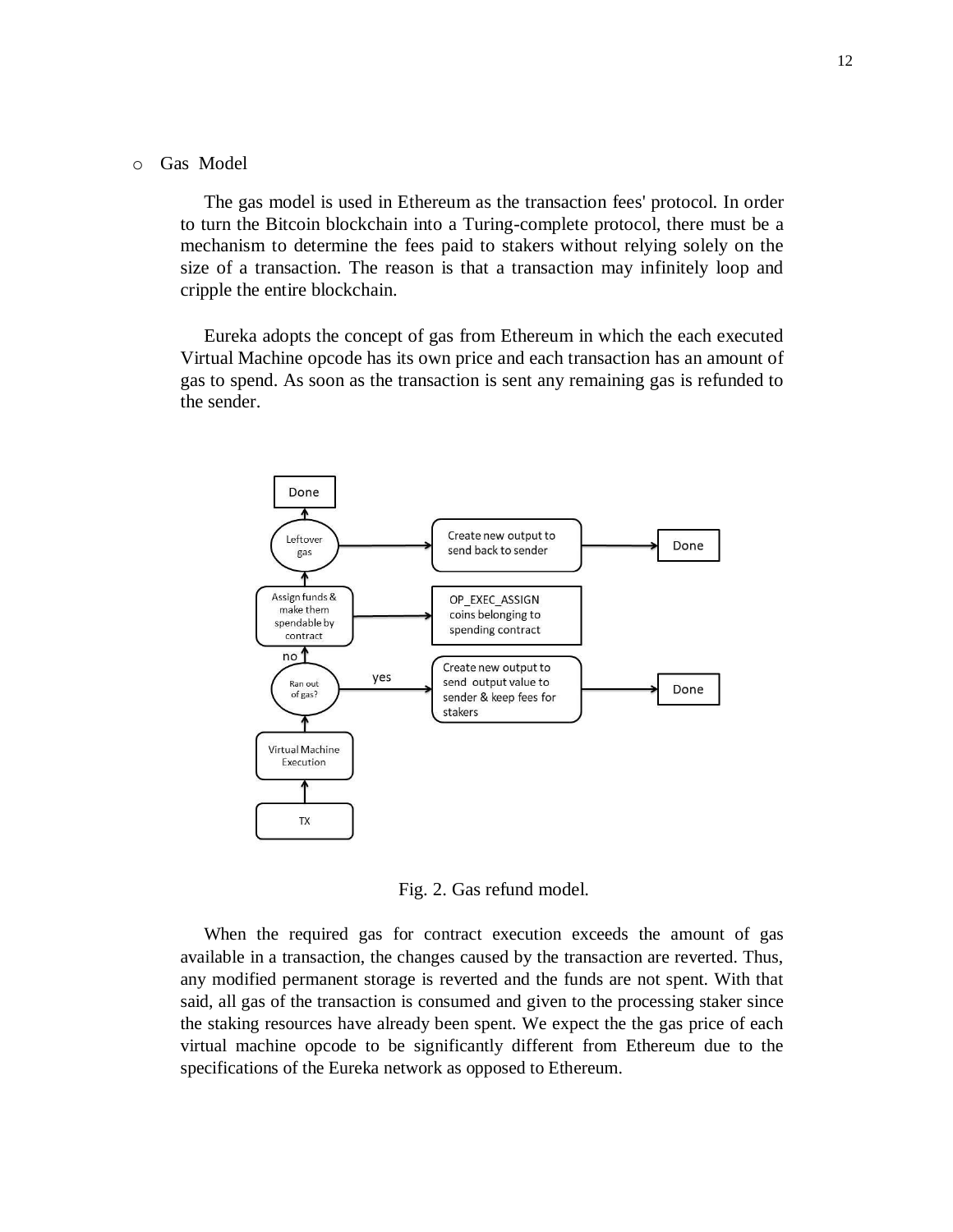- Gas Model

The gas model is used in Ethereum as the transaction fees' protocol. In order to turn the Bitcoin blockchain into a Turing-complete protocol, there must be a mechanism to determine the fees paid to stakers without relying solely on the size of a transaction. The reason is that a transaction may infinitely loop and cripple the entire blockchain.

Eureka adopts the concept of gas from Ethereum in which the each executed Virtual Machine opcode has its own price and each transaction has an amount of gas to spend. As soon as the transaction is sent any remaining gas is refunded to the sender.

Fig. 2. Gas refund model.

When the required gas for contract execution exceeds the amount of gas available in a transaction, the changes caused by the transaction are reverted. Thus, any modified permanent storage is reverted and the funds are not spent. With that said, all gas of the transaction is consumed and given to the processing staker since the staking resources have already been spent. We expect the the gas price of each virtual machine opcode to be significantly different from Ethereum due to the specifications of the Eureka network as opposed to Ethereum.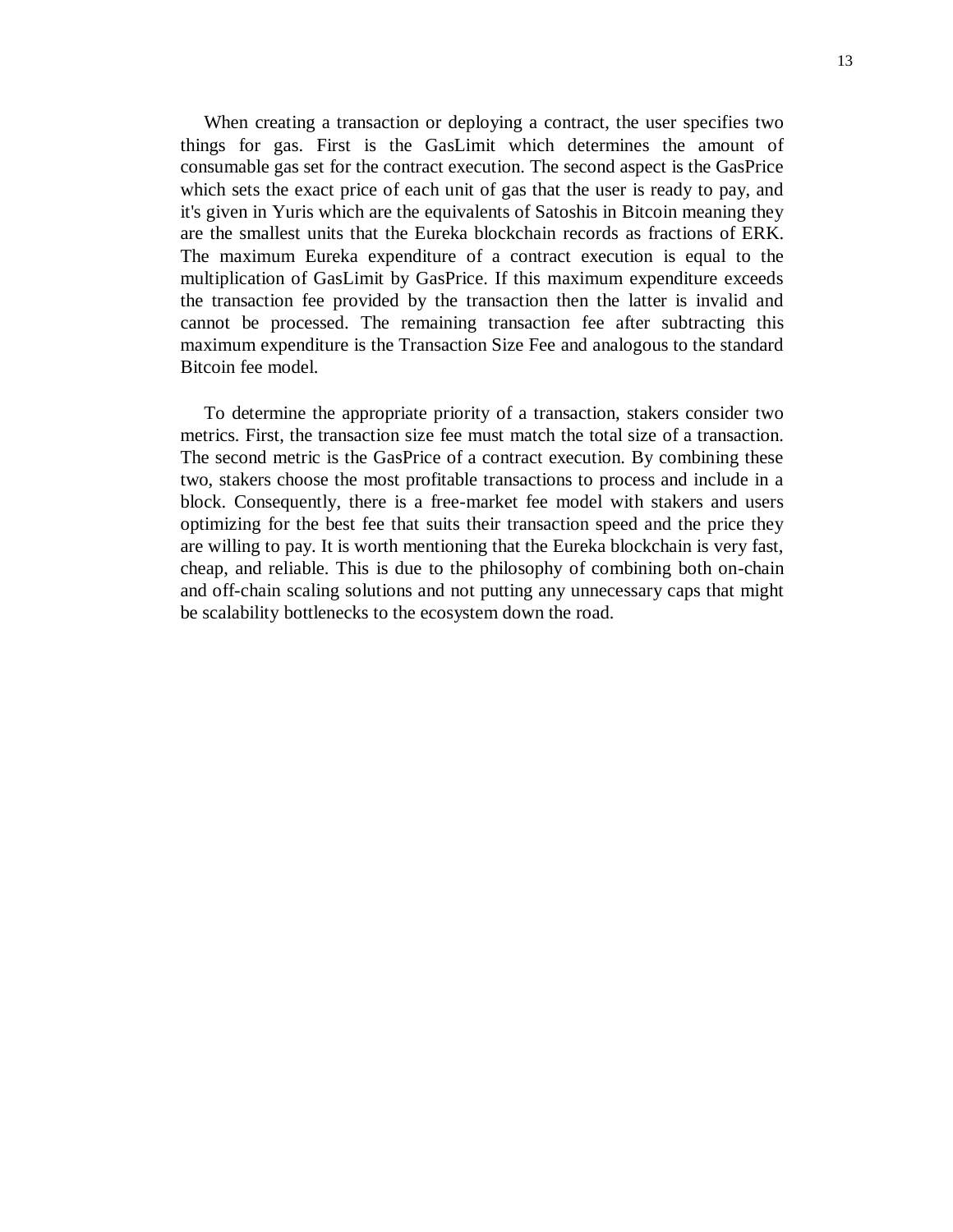When creating a transaction or deploying a contract, the user specifies two things for gas. First is the GasLimit which determines the amount of consumable gas set for the contract execution. The second aspect is the GasPrice which sets the exact price of each unit of gas that the user is ready to pay, and it's given in Yuris which are the equivalents of Satoshis in Bitcoin meaning they are the smallest units that the Eureka blockchain records as fractions of ERK. The maximum Eureka expenditure of a contract execution is equal to the multiplication of GasLimit by GasPrice. If this maximum expenditure exceeds the transaction fee provided by the transaction then the latter is invalid and cannot be processed. The remaining transaction fee after subtracting this maximum expenditure is the Transaction Size Fee and analogous to the standard Bitcoin fee model.

To determine the appropriate priority of a transaction, stakers consider two metrics. First, the transaction size fee must match the total size of a transaction. The second metric is the GasPrice of a contract execution. By combining these two, stakers choose the most profitable transactions to process and include in a block. Consequently, there is a free-market fee model with stakers and users optimizing for the best fee that suits their transaction speed and the price they are willing to pay. It is worth mentioning that the Eureka blockchain is very fast, cheap, and reliable. This is due to the philosophy of combining both on-chain and off-chain scaling solutions and not putting any unnecessary caps that might be scalability bottlenecks to the ecosystem down the road.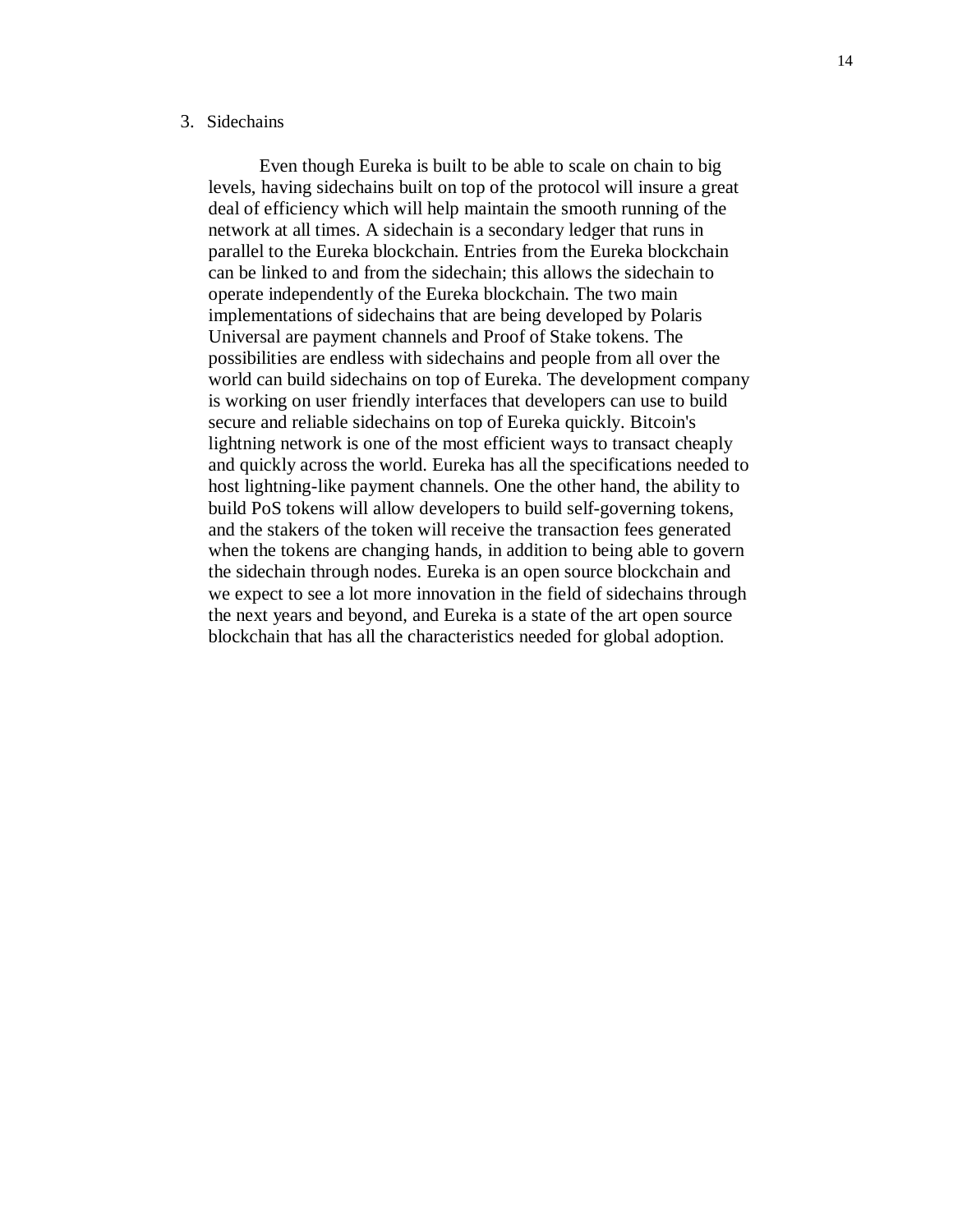3. Sidechains

Even though Eureka is built to be able to scale on chain to big levels, having sidechains built on top of the protocol will insure a great deal of efficiency which will help maintain the smooth running of the network at all times. A sidechain is a secondary ledger that runs in parallel to the Eureka blockchain. Entries from the Eureka blockchain can be linked to and from the sidechain; this allows the sidechain to operate independently of the Eureka blockchain. The two main implementations of sidechains that are being developed by Polaris Universal are payment channels and Proof of Stake tokens. The possibilities are endless with sidechains and people from all over the world can build sidechains on top of Eureka. The development company is working on user friendly interfaces that developers can use to build secure and reliable sidechains on top of Eureka quickly. Bitcoin's lightning network is one of the most efficient ways to transact cheaply and quickly across the world. Eureka has all the specifications needed to host lightning-like payment channels. One the other hand, the ability to build PoS tokens will allow developers to build self-governing tokens, and the stakers of the token will receive the transaction fees generated when the tokens are changing hands, in addition to being able to govern the sidechain through nodes. Eureka is an open source blockchain and we expect to see a lot more innovation in the field of sidechains through the next years and beyond, and Eureka is a state of the art open source blockchain that has all the characteristics needed for global adoption.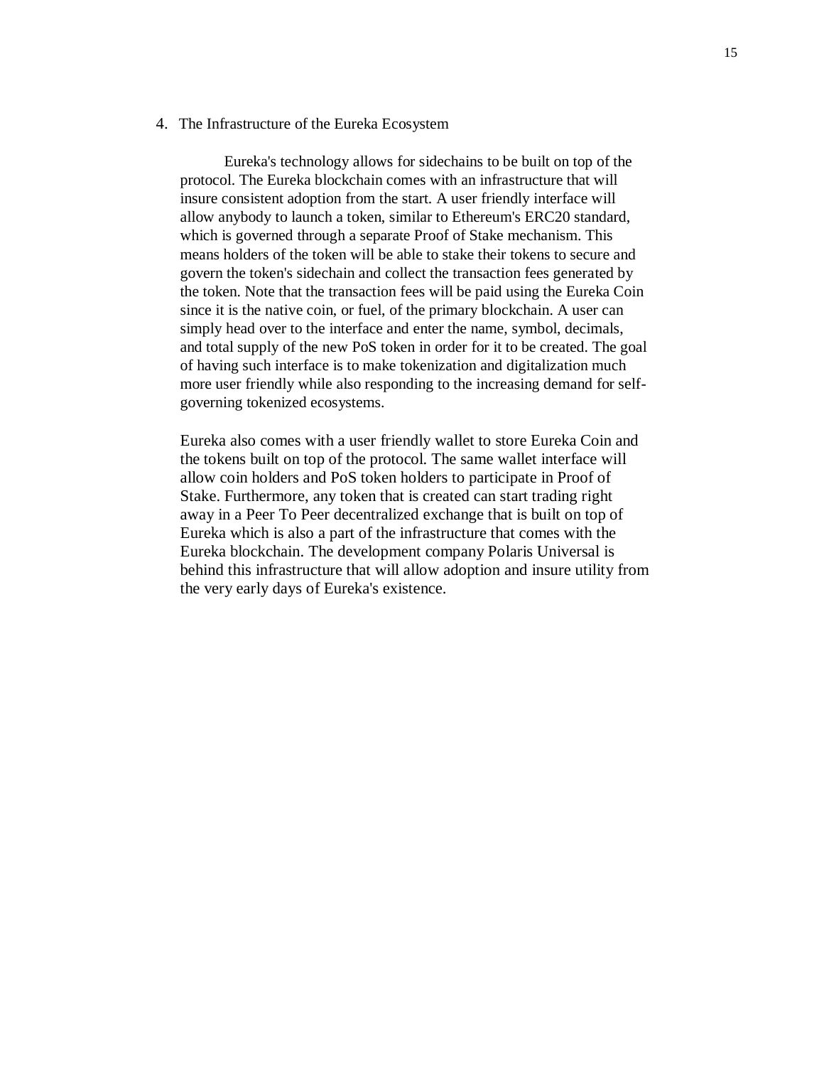## 4. The Infrastructure of the Eureka Ecosystem

Eureka's technology allows for sidechains to be built on top of the protocol. The Eureka blockchain comes with an infrastructure that will insure consistent adoption from the start. A user friendly interface will allow anybody to launch a token, similar to Ethereum's ERC20 standard, which is governed through a separate Proof of Stake mechanism. This means holders of the token will be able to stake their tokens to secure and govern the token's sidechain and collect the transaction fees generated by the token. Note that the transaction fees will be paid using the Eureka Coin since it is the native coin, or fuel, of the primary blockchain. A user can simply head over to the interface and enter the name, symbol, decimals, and total supply of the new PoS token in order for it to be created. The goal of having such interface is to make tokenization and digitalization much more user friendly while also responding to the increasing demand for self-governing tokenized ecosystems.

Eureka also comes with a user friendly wallet to store Eureka Coin and the tokens built on top of the protocol. The same wallet interface will allow coin holders and PoS token holders to participate in Proof of Stake. Furthermore, any token that is created can start trading right away in a Peer To Peer decentralized exchange that is built on top of Eureka which is also a part of the infrastructure that comes with the Eureka blockchain. The development company Polaris Universal is behind this infrastructure that will allow adoption and insure utility from the very early days of Eureka's existence.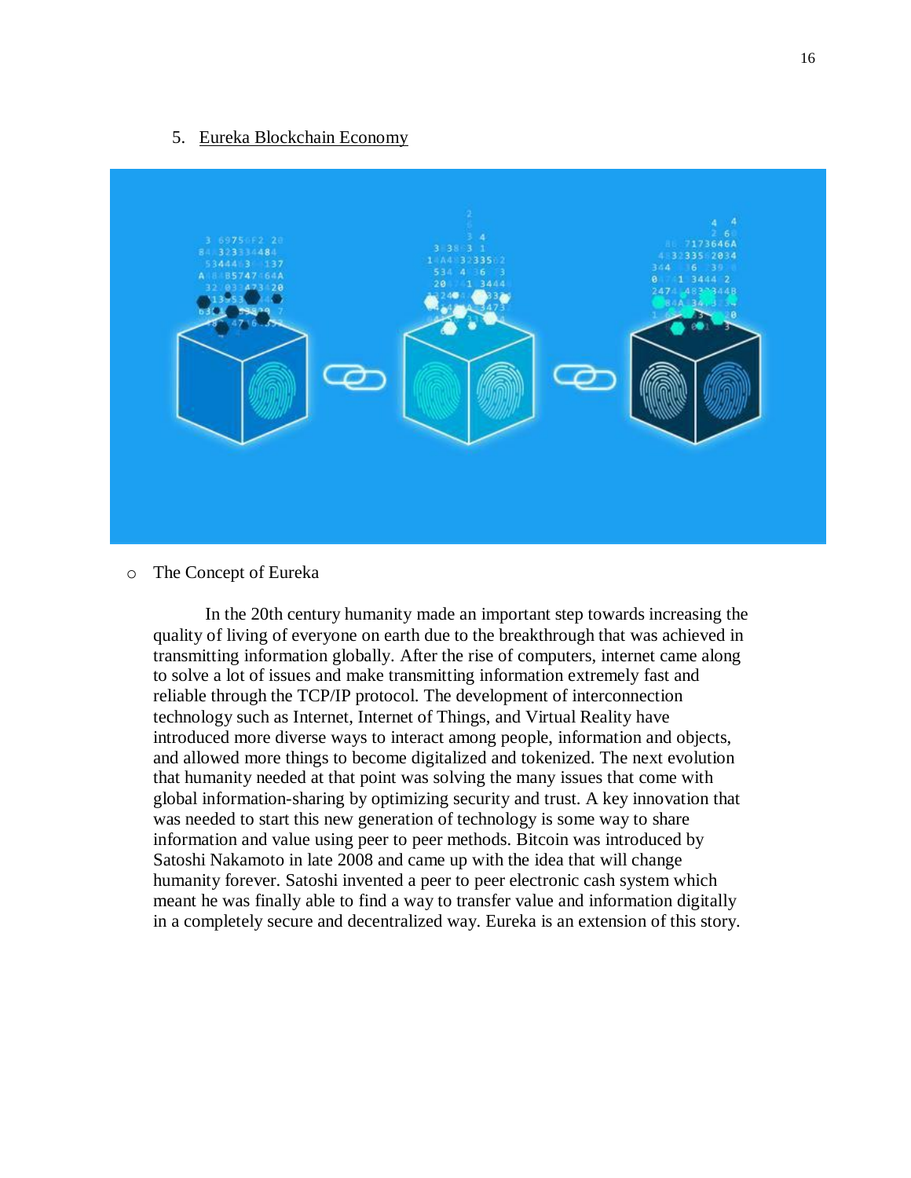## 5. Eureka Blockchain Economy

- The Concept of Eureka

In the 20th century humanity made an important step towards increasing the quality of living of everyone on earth due to the breakthrough that was achieved in transmitting information globally. After the rise of computers, internet came along to solve a lot of issues and make transmitting information extremely fast and reliable through the TCP/IP protocol. The development of interconnection technology such as Internet, Internet of Things, and Virtual Reality have introduced more diverse ways to interact among people, information and objects, and allowed more things to become digitalized and tokenized. The next evolution that humanity needed at that point was solving the many issues that come with global information-sharing by optimizing security and trust. A key innovation that was needed to start this new generation of technology is some way to share information and value using peer to peer methods. Bitcoin was introduced by Satoshi Nakamoto in late 2008 and came up with the idea that will change humanity forever. Satoshi invented a peer to peer electronic cash system which meant he was finally able to find a way to transfer value and information digitally in a completely secure and decentralized way. Eureka is an extension of this story.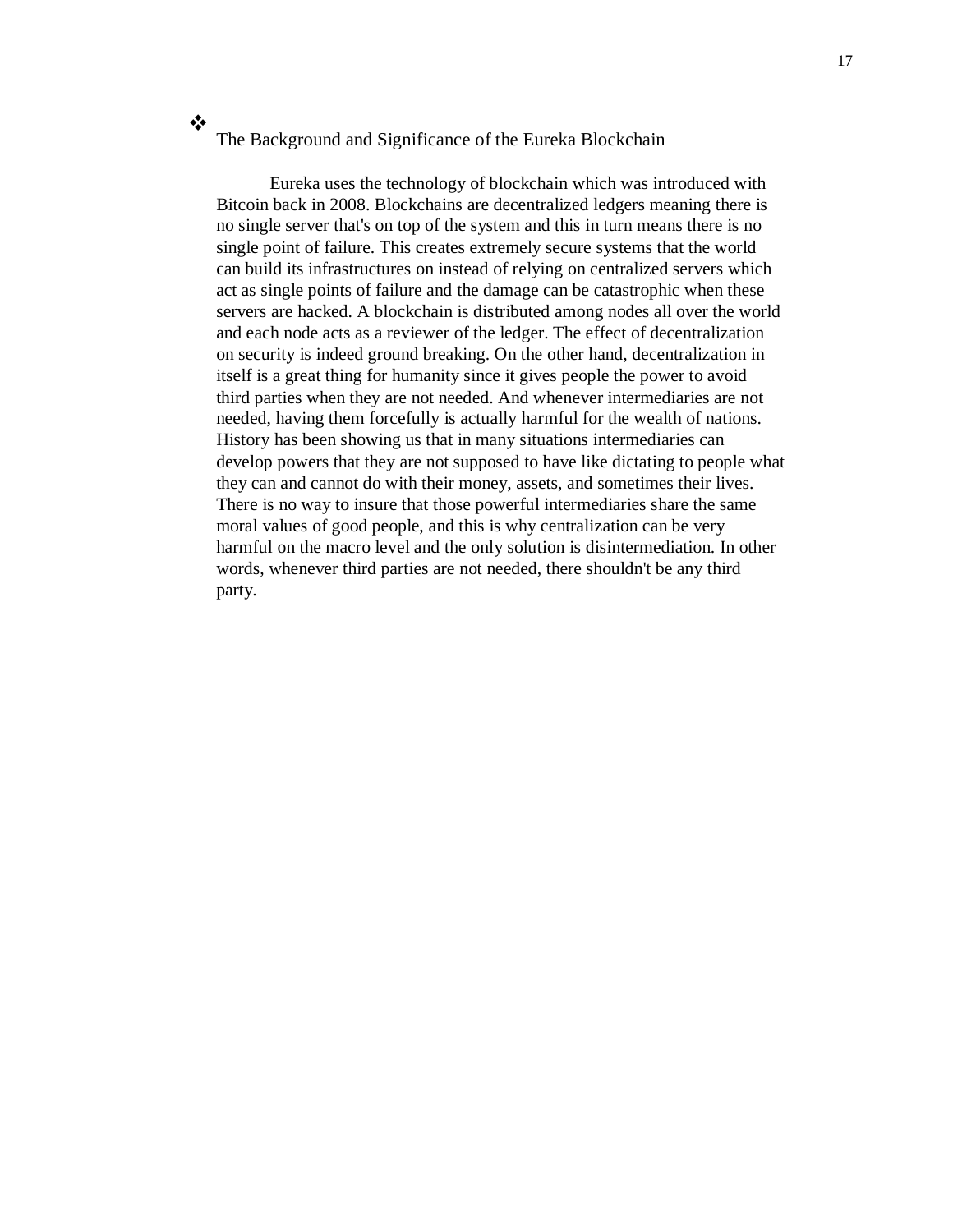## The Background and Significance of the Eureka Blockchain

Eureka uses the technology of blockchain which was introduced with Bitcoin back in 2008. Blockchains are decentralized ledgers meaning there is no single server that's on top of the system and this in turn means there is no single point of failure. This creates extremely secure systems that the world can build its infrastructures on instead of relying on centralized servers which act as single points of failure and the damage can be catastrophic when these servers are hacked. A blockchain is distributed among nodes all over the world and each node acts as a reviewer of the ledger. The effect of decentralization on security is indeed ground breaking. On the other hand, decentralization in itself is a great thing for humanity since it gives people the power to avoid third parties when they are not needed. And whenever intermediaries are not needed, having them forcefully is actually harmful for the wealth of nations. History has been showing us that in many situations intermediaries can develop powers that they are not supposed to have like dictating to people what they can and cannot do with their money, assets, and sometimes their lives. There is no way to insure that those powerful intermediaries share the same moral values of good people, and this is why centralization can be very harmful on the macro level and the only solution is disintermediation. In other words, whenever third parties are not needed, there shouldn't be any third party.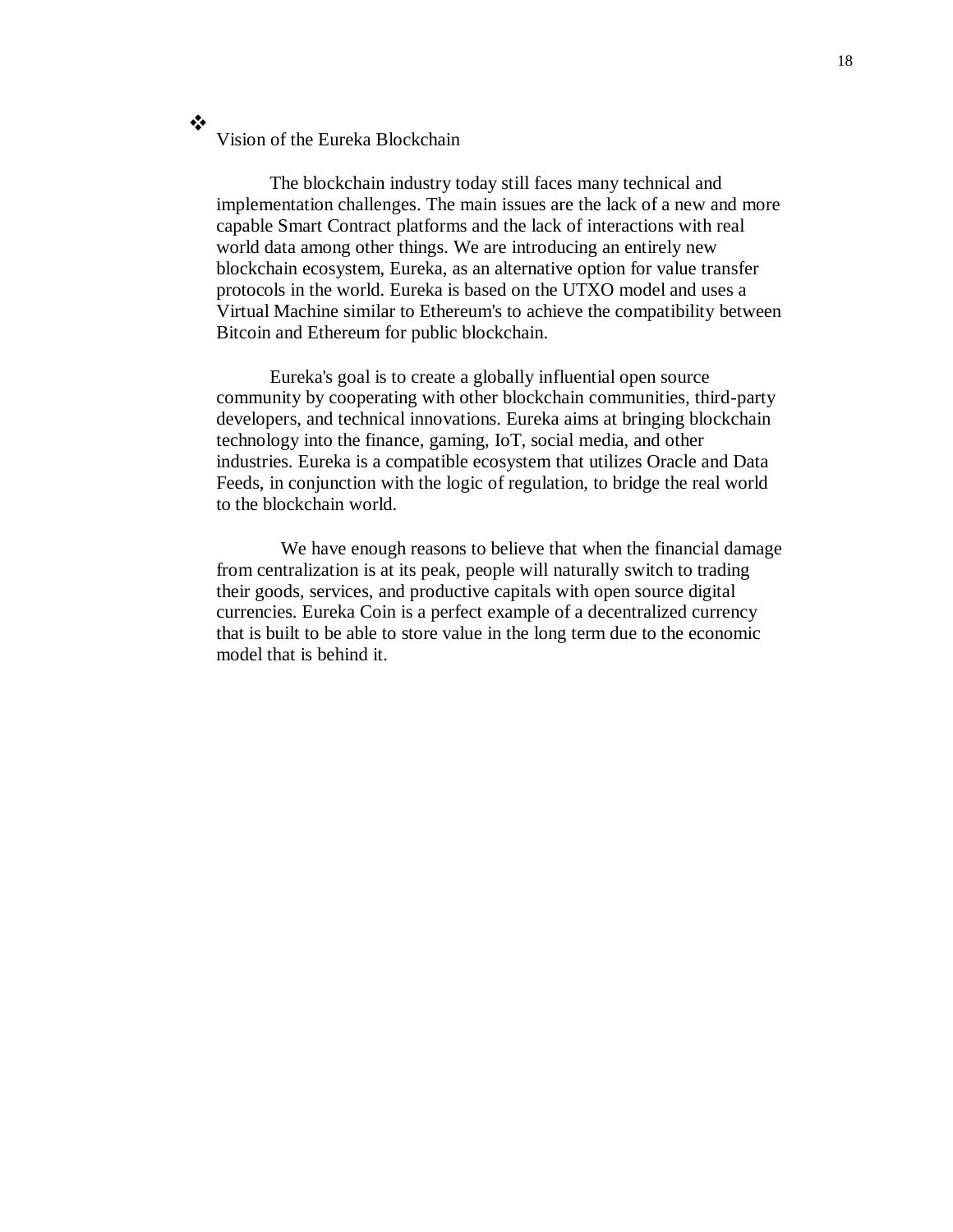## ❖ Vision of the Eureka Blockchain

The blockchain industry today still faces many technical and implementation challenges. The main issues are the lack of a new and more capable Smart Contract platforms and the lack of interactions with real world data among other things. We are introducing an entirely new blockchain ecosystem, Eureka, as an alternative option for value transfer protocols in the world. Eureka is based on the UTXO model and uses a Virtual Machine similar to Ethereum's to achieve the compatibility between Bitcoin and Ethereum for public blockchain.

Eureka's goal is to create a globally influential open source community by cooperating with other blockchain communities, third-party developers, and technical innovations. Eureka aims at bringing blockchain technology into the finance, gaming, IoT, social media, and other industries. Eureka is a compatible ecosystem that utilizes Oracle and Data Feeds, in conjunction with the logic of regulation, to bridge the real world to the blockchain world.

We have enough reasons to believe that when the financial damage from centralization is at its peak, people will naturally switch to trading their goods, services, and productive capitals with open source digital currencies. Eureka Coin is a perfect example of a decentralized currency that is built to be able to store value in the long term due to the economic model that is behind it.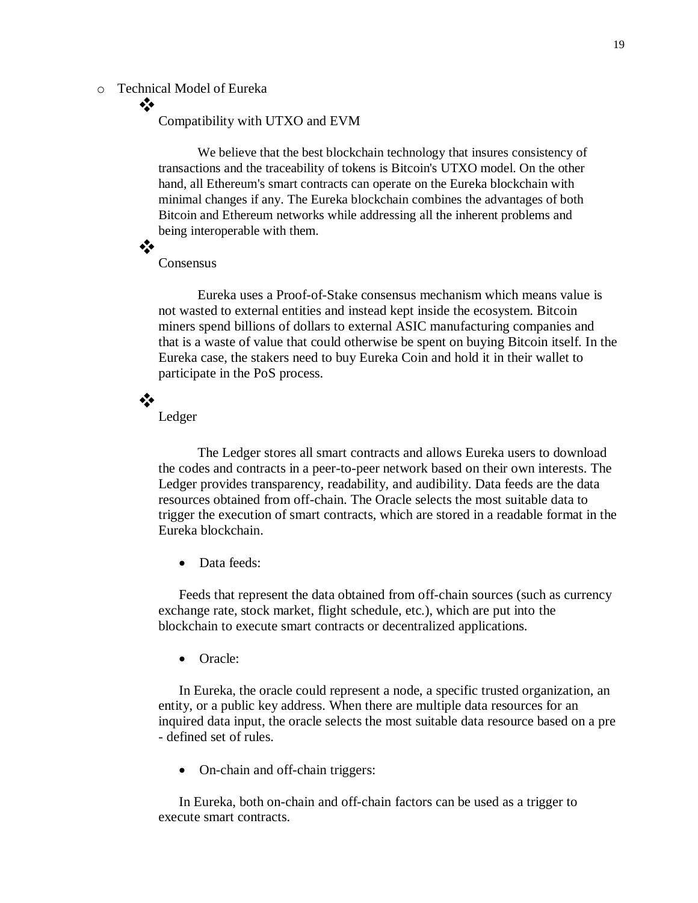- Technical Model of Eureka

  - Compatibility with UTXO and EVM

    We believe that the best blockchain technology that insures consistency of transactions and the traceability of tokens is Bitcoin's UTXO model. On the other hand, all Ethereum's smart contracts can operate on the Eureka blockchain with minimal changes if any. The Eureka blockchain combines the advantages of both Bitcoin and Ethereum networks while addressing all the inherent problems and being interoperable with them.

  - Consensus

    Eureka uses a Proof-of-Stake consensus mechanism which means value is not wasted to external entities and instead kept inside the ecosystem. Bitcoin miners spend billions of dollars to external ASIC manufacturing companies and that is a waste of value that could otherwise be spent on buying Bitcoin itself. In the Eureka case, the stakers need to buy Eureka Coin and hold it in their wallet to participate in the PoS process.

  - Ledger

    The Ledger stores all smart contracts and allows Eureka users to download the codes and contracts in a peer-to-peer network based on their own interests. The Ledger provides transparency, readability, and audibility. Data feeds are the data resources obtained from off-chain. The Oracle selects the most suitable data to trigger the execution of smart contracts, which are stored in a readable format in the Eureka blockchain.

    - Data feeds:

    Feeds that represent the data obtained from off-chain sources (such as currency exchange rate, stock market, flight schedule, etc.), which are put into the blockchain to execute smart contracts or decentralized applications.

    - Oracle:

    In Eureka, the oracle could represent a node, a specific trusted organization, an entity, or a public key address. When there are multiple data resources for an inquired data input, the oracle selects the most suitable data resource based on a pre - defined set of rules.

    - On-chain and off-chain triggers:

    In Eureka, both on-chain and off-chain factors can be used as a trigger to execute smart contracts.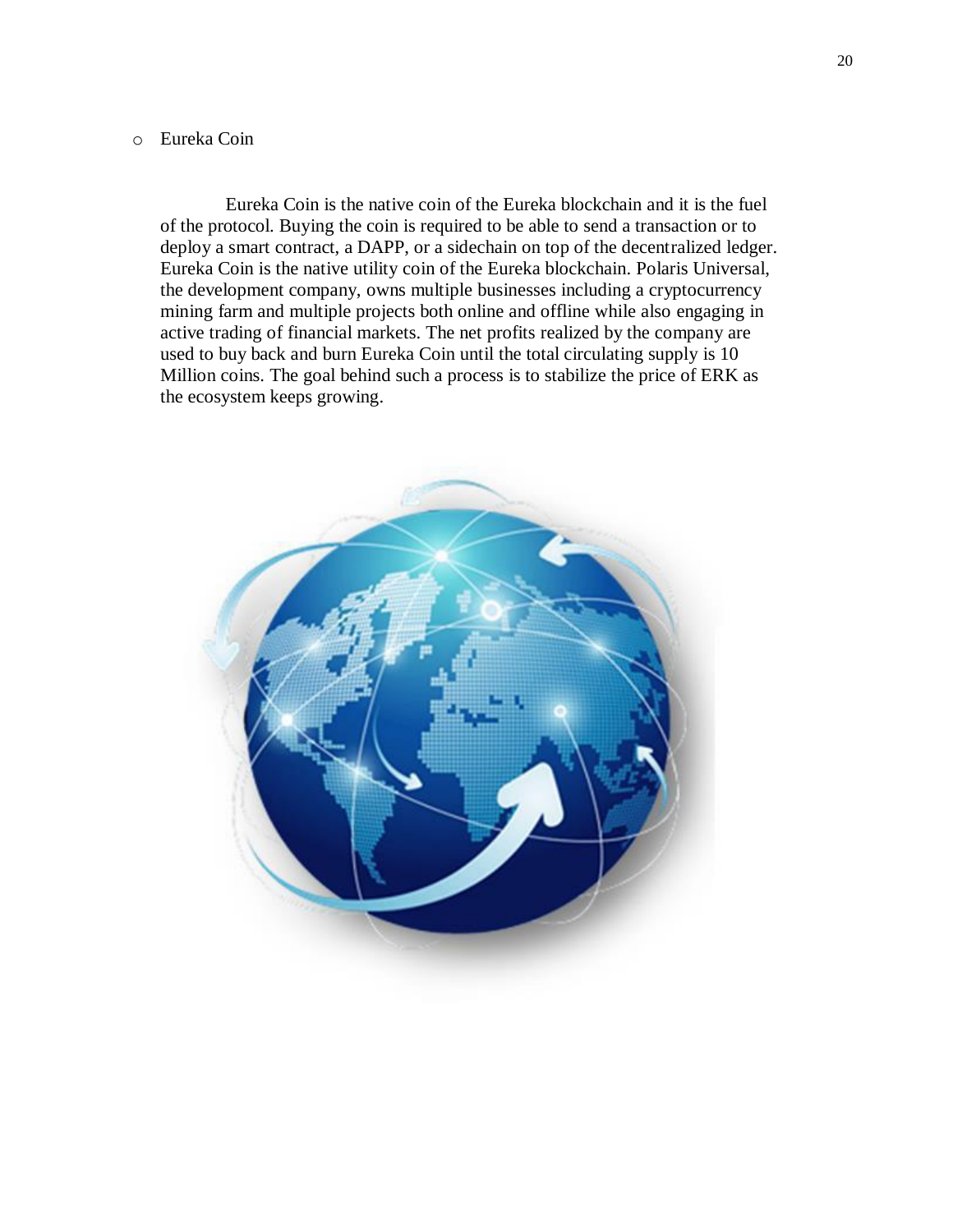- Eureka Coin

Eureka Coin is the native coin of the Eureka blockchain and it is the fuel of the protocol. Buying the coin is required to be able to send a transaction or to deploy a smart contract, a DAPP, or a sidechain on top of the decentralized ledger. Eureka Coin is the native utility coin of the Eureka blockchain. Polaris Universal, the development company, owns multiple businesses including a cryptocurrency mining farm and multiple projects both online and offline while also engaging in active trading of financial markets. The net profits realized by the company are used to buy back and burn Eureka Coin until the total circulating supply is 10 Million coins. The goal behind such a process is to stabilize the price of ERK as the ecosystem keeps growing.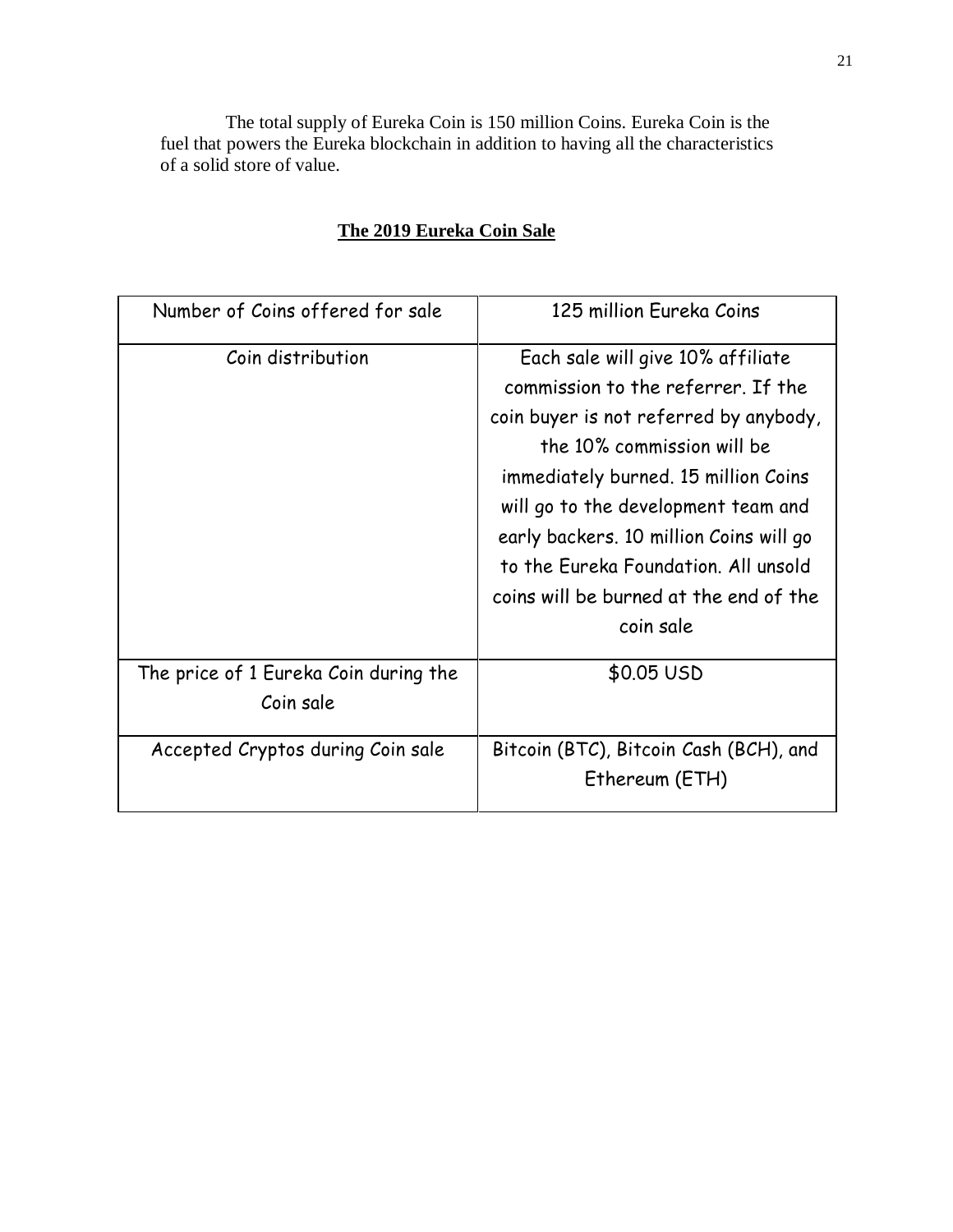The total supply of Eureka Coin is 150 million Coins. Eureka Coin is the fuel that powers the Eureka blockchain in addition to having all the characteristics of a solid store of value.

## The 2019 Eureka Coin Sale

| Number of Coins offered for sale | 125 million Eureka Coins |
|---|---|
| Coin distribution | Each sale will give 10% affiliate commission to the referrer. If the coin buyer is not referred by anybody, the 10% commission will be immediately burned. 15 million Coins will go to the development team and early backers. 10 million Coins will go to the Eureka Foundation. All unsold coins will be burned at the end of the coin sale |
| The price of 1 Eureka Coin during the Coin sale | $0.05 USD |
| Accepted Cryptos during Coin sale | Bitcoin (BTC), Bitcoin Cash (BCH), and Ethereum (ETH) |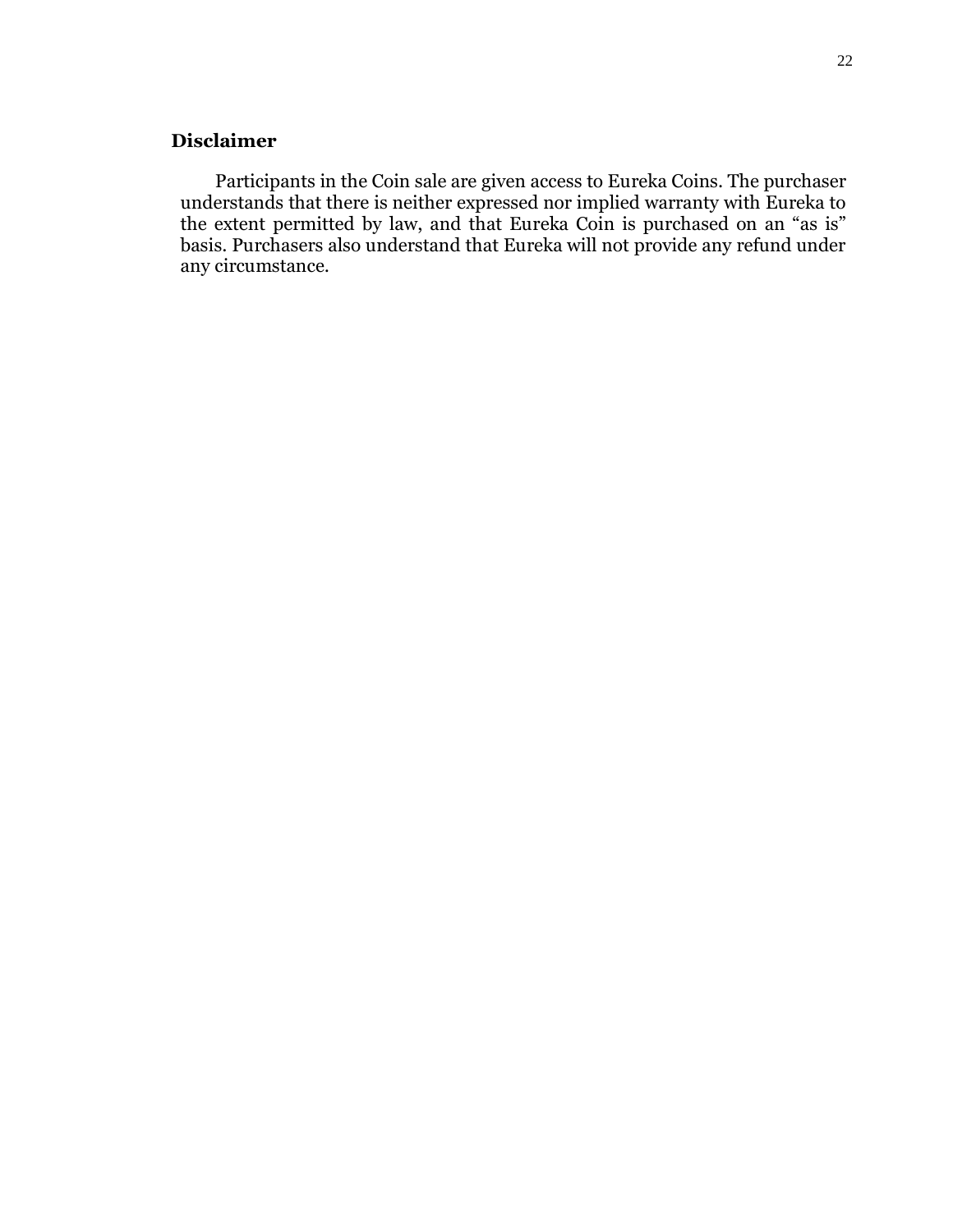## Disclaimer

Participants in the Coin sale are given access to Eureka Coins. The purchaser understands that there is neither expressed nor implied warranty with Eureka to the extent permitted by law, and that Eureka Coin is purchased on an "as is" basis. Purchasers also understand that Eureka will not provide any refund under any circumstance.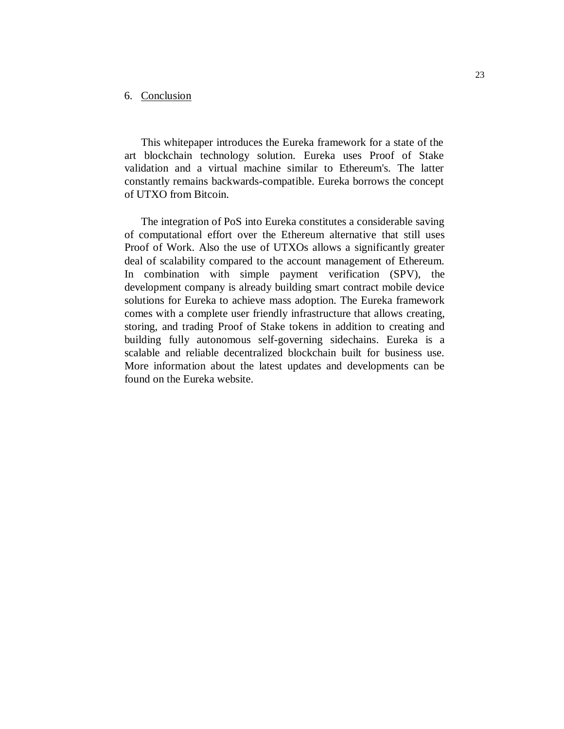## 6. Conclusion

This whitepaper introduces the Eureka framework for a state of the art blockchain technology solution. Eureka uses Proof of Stake validation and a virtual machine similar to Ethereum's. The latter constantly remains backwards-compatible. Eureka borrows the concept of UTXO from Bitcoin.

The integration of PoS into Eureka constitutes a considerable saving of computational effort over the Ethereum alternative that still uses Proof of Work. Also the use of UTXOs allows a significantly greater deal of scalability compared to the account management of Ethereum. In combination with simple payment verification (SPV), the development company is already building smart contract mobile device solutions for Eureka to achieve mass adoption. The Eureka framework comes with a complete user friendly infrastructure that allows creating, storing, and trading Proof of Stake tokens in addition to creating and building fully autonomous self-governing sidechains. Eureka is a scalable and reliable decentralized blockchain built for business use. More information about the latest updates and developments can be found on the Eureka website.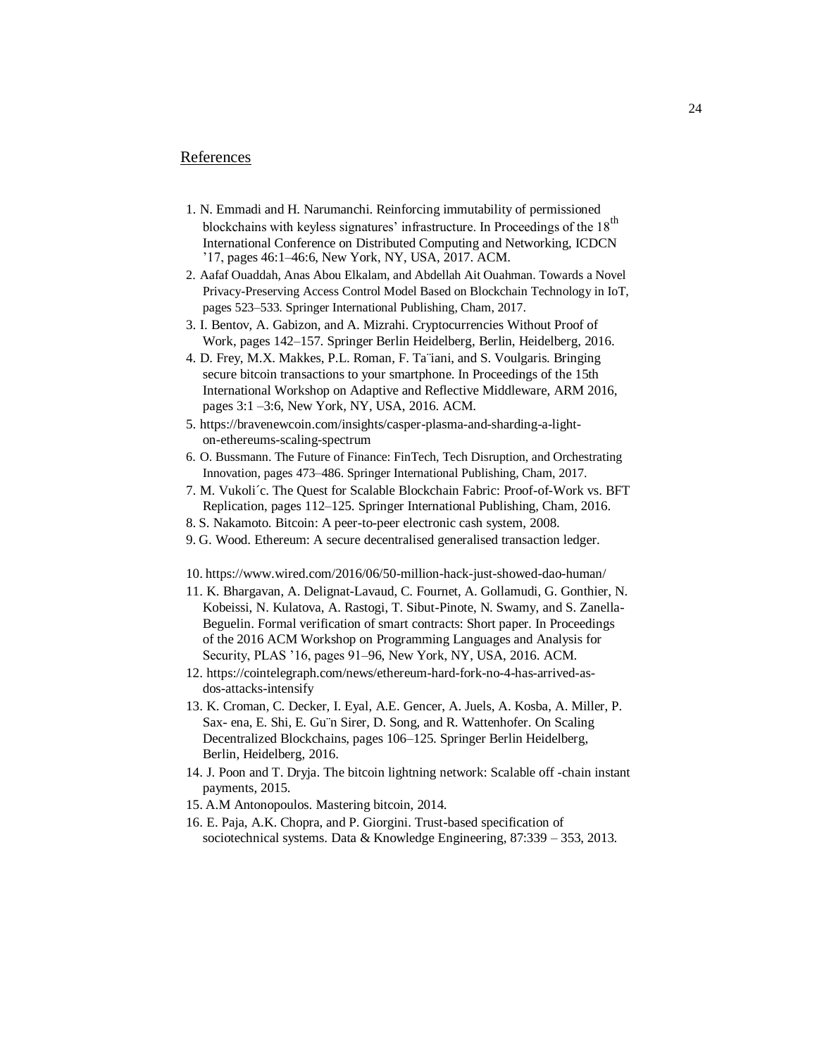## References

1. N. Emmadi and H. Narumanchi. Reinforcing immutability of permissioned blockchains with keyless signatures' infrastructure. In Proceedings of the 18th International Conference on Distributed Computing and Networking, ICDCN '17, pages 46:1–46:6, New York, NY, USA, 2017. ACM.
2. Aafaf Ouaddah, Anas Abou Elkalam, and Abdellah Ait Ouahman. Towards a Novel Privacy-Preserving Access Control Model Based on Blockchain Technology in IoT, pages 523–533. Springer International Publishing, Cham, 2017.
3. I. Bentov, A. Gabizon, and A. Mizrahi. Cryptocurrencies Without Proof of Work, pages 142–157. Springer Berlin Heidelberg, Berlin, Heidelberg, 2016.
4. D. Frey, M.X. Makkes, P.L. Roman, F. Ta¨iani, and S. Voulgaris. Bringing secure bitcoin transactions to your smartphone. In Proceedings of the 15th International Workshop on Adaptive and Reflective Middleware, ARM 2016, pages 3:1 –3:6, New York, NY, USA, 2016. ACM.
5. https://bravenewcoin.com/insights/casper-plasma-and-sharding-a-light-on-ethereums-scaling-spectrum
6. O. Bussmann. The Future of Finance: FinTech, Tech Disruption, and Orchestrating Innovation, pages 473–486. Springer International Publishing, Cham, 2017.
7. M. Vukoli´c. The Quest for Scalable Blockchain Fabric: Proof-of-Work vs. BFT Replication, pages 112–125. Springer International Publishing, Cham, 2016.
8. S. Nakamoto. Bitcoin: A peer-to-peer electronic cash system, 2008.
9. G. Wood. Ethereum: A secure decentralised generalised transaction ledger.
10. https://www.wired.com/2016/06/50-million-hack-just-showed-dao-human/
11. K. Bhargavan, A. Delignat-Lavaud, C. Fournet, A. Gollamudi, G. Gonthier, N. Kobeissi, N. Kulatova, A. Rastogi, T. Sibut-Pinote, N. Swamy, and S. Zanella-Beguelin. Formal verification of smart contracts: Short paper. In Proceedings of the 2016 ACM Workshop on Programming Languages and Analysis for Security, PLAS '16, pages 91–96, New York, NY, USA, 2016. ACM.
12. https://cointelegraph.com/news/ethereum-hard-fork-no-4-has-arrived-as-dos-attacks-intensify
13. K. Croman, C. Decker, I. Eyal, A.E. Gencer, A. Juels, A. Kosba, A. Miller, P. Sax- ena, E. Shi, E. Gu¨n Sirer, D. Song, and R. Wattenhofer. On Scaling Decentralized Blockchains, pages 106–125. Springer Berlin Heidelberg, Berlin, Heidelberg, 2016.
14. J. Poon and T. Dryja. The bitcoin lightning network: Scalable off -chain instant payments, 2015.
15. A.M Antonopoulos. Mastering bitcoin, 2014.
16. E. Paja, A.K. Chopra, and P. Giorgini. Trust-based specification of sociotechnical systems. Data & Knowledge Engineering, 87:339 – 353, 2013.